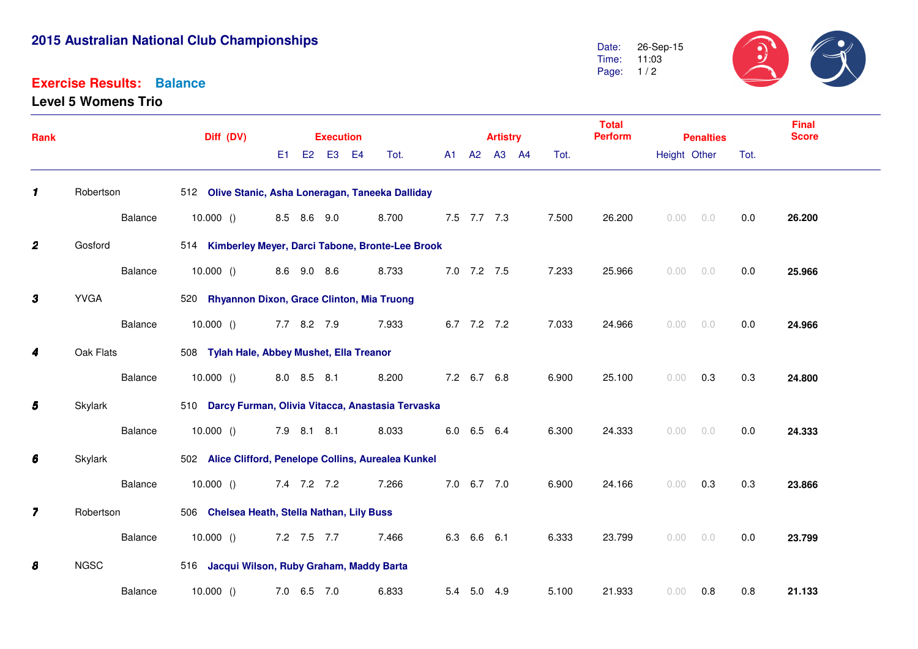## 2015 Australian National Club Championships

Date: 26-Sep-15
Time: 11:03

### Exercise Results: Balance

### Level 5 Womens Trio

| Rank | | | Diff (DV) | Execution | | | | | Artistry | | | | | Total Perform | Penalties | | | Final Score |
|---|---|---|---|---|---|---|---|---|---|---|---|---|---|---|---|---|---|---|
| | | | | E1 | E2 | E3 | E4 | Tot. | A1 | A2 | A3 | A4 | Tot. | | Height | Other | Tot. | |
| **1** | Robertson | 512 **Olive Stanic, Asha Loneragan, Taneeka Dalliday** | | | | | | | | | | | | | | | | |
| | | Balance | 10.000 () | 8.5 | 8.6 | 9.0 | | 8.700 | 7.5 | 7.7 | 7.3 | | 7.500 | 26.200 | 0.00 | 0.0 | 0.0 | **26.200** |
| **2** | Gosford | 514 **Kimberley Meyer, Darci Tabone, Bronte-Lee Brook** | | | | | | | | | | | | | | | | |
| | | Balance | 10.000 () | 8.6 | 9.0 | 8.6 | | 8.733 | 7.0 | 7.2 | 7.5 | | 7.233 | 25.966 | 0.00 | 0.0 | 0.0 | **25.966** |
| **3** | YVGA | 520 **Rhyannon Dixon, Grace Clinton, Mia Truong** | | | | | | | | | | | | | | | | |
| | | Balance | 10.000 () | 7.7 | 8.2 | 7.9 | | 7.933 | 6.7 | 7.2 | 7.2 | | 7.033 | 24.966 | 0.00 | 0.0 | 0.0 | **24.966** |
| **4** | Oak Flats | 508 **Tylah Hale, Abbey Mushet, Ella Treanor** | | | | | | | | | | | | | | | | |
| | | Balance | 10.000 () | 8.0 | 8.5 | 8.1 | | 8.200 | 7.2 | 6.7 | 6.8 | | 6.900 | 25.100 | 0.00 | 0.3 | 0.3 | **24.800** |
| **5** | Skylark | 510 **Darcy Furman, Olivia Vitacca, Anastasia Tervaska** | | | | | | | | | | | | | | | | |
| | | Balance | 10.000 () | 7.9 | 8.1 | 8.1 | | 8.033 | 6.0 | 6.5 | 6.4 | | 6.300 | 24.333 | 0.00 | 0.0 | 0.0 | **24.333** |
| **6** | Skylark | 502 **Alice Clifford, Penelope Collins, Aurealea Kunkel** | | | | | | | | | | | | | | | | |
| | | Balance | 10.000 () | 7.4 | 7.2 | 7.2 | | 7.266 | 7.0 | 6.7 | 7.0 | | 6.900 | 24.166 | 0.00 | 0.3 | 0.3 | **23.866** |
| **7** | Robertson | 506 **Chelsea Heath, Stella Nathan, Lily Buss** | | | | | | | | | | | | | | | | |
| | | Balance | 10.000 () | 7.2 | 7.5 | 7.7 | | 7.466 | 6.3 | 6.6 | 6.1 | | 6.333 | 23.799 | 0.00 | 0.0 | 0.0 | **23.799** |
| **8** | NGSC | 516 **Jacqui Wilson, Ruby Graham, Maddy Barta** | | | | | | | | | | | | | | | | |
| | | Balance | 10.000 () | 7.0 | 6.5 | 7.0 | | 6.833 | 5.4 | 5.0 | 4.9 | | 5.100 | 21.933 | 0.00 | 0.8 | 0.8 | **21.133** |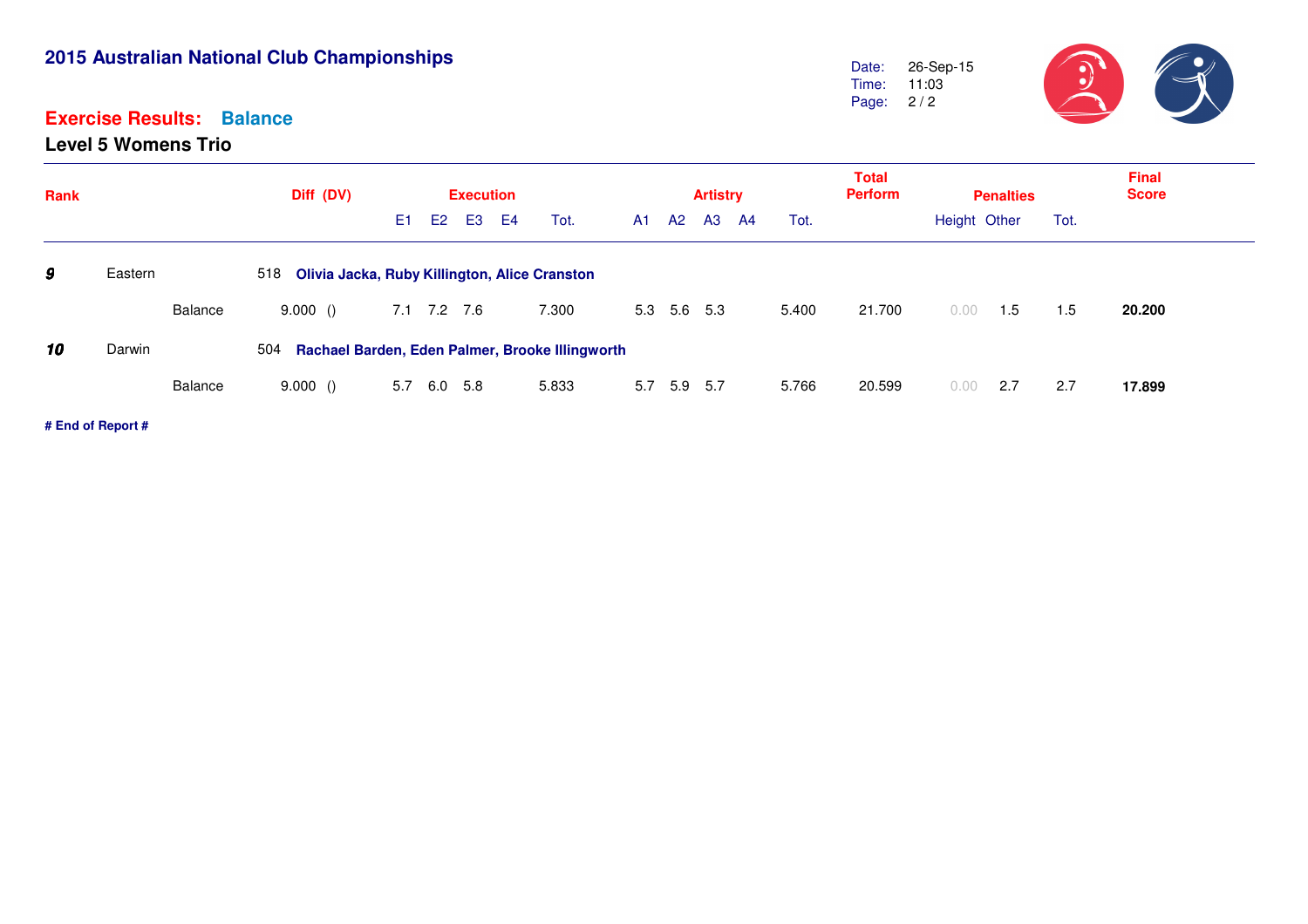## 2015 Australian National Club Championships

**Exercise Results: Balance**

### Level 5 Womens Trio

| Rank | | | Diff (DV) | Execution | | | | | Artistry | | | | | Total Perform | Penalties | | | Final Score |
|---|---|---|---|---|---|---|---|---|---|---|---|---|---|---|---|---|---|---|
| | | | | E1 | E2 | E3 | E4 | Tot. | A1 | A2 | A3 | A4 | Tot. | | Height | Other | Tot. | |
| ***9*** | Eastern | | 518 **Olivia Jacka, Ruby Killington, Alice Cranston** | | | | | | | | | | | | | | | |
| | | Balance | 9.000 () | 7.1 | 7.2 | 7.6 | | 7.300 | 5.3 | 5.6 | 5.3 | | 5.400 | 21.700 | 0.00 | 1.5 | 1.5 | **20.200** |
| ***10*** | Darwin | | 504 **Rachael Barden, Eden Palmer, Brooke Illingworth** | | | | | | | | | | | | | | | |
| | | Balance | 9.000 () | 5.7 | 6.0 | 5.8 | | 5.833 | 5.7 | 5.9 | 5.7 | | 5.766 | 20.599 | 0.00 | 2.7 | 2.7 | **17.899** |

**# End of Report #**